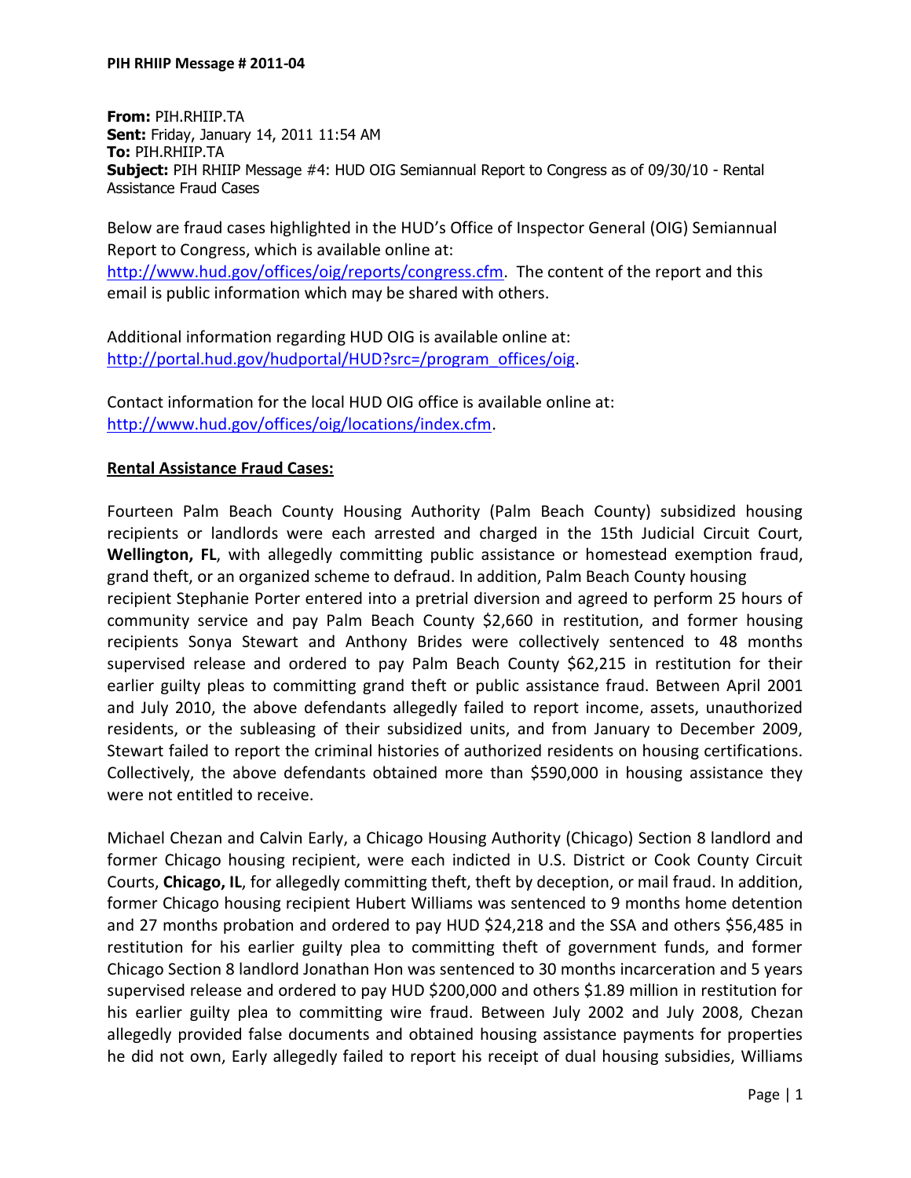**PIH RHIIP Message # 2011-04**

**From:** PIH.RHIIP.TA
**Sent:** Friday, January 14, 2011 11:54 AM
**To:** PIH.RHIIP.TA
**Subject:** PIH RHIIP Message #4: HUD OIG Semiannual Report to Congress as of 09/30/10 - Rental Assistance Fraud Cases

Below are fraud cases highlighted in the HUD's Office of Inspector General (OIG) Semiannual Report to Congress, which is available online at: http://www.hud.gov/offices/oig/reports/congress.cfm. The content of the report and this email is public information which may be shared with others.

Additional information regarding HUD OIG is available online at: http://portal.hud.gov/hudportal/HUD?src=/program_offices/oig.

Contact information for the local HUD OIG office is available online at: http://www.hud.gov/offices/oig/locations/index.cfm.

**Rental Assistance Fraud Cases:**

Fourteen Palm Beach County Housing Authority (Palm Beach County) subsidized housing recipients or landlords were each arrested and charged in the 15th Judicial Circuit Court, **Wellington, FL**, with allegedly committing public assistance or homestead exemption fraud, grand theft, or an organized scheme to defraud. In addition, Palm Beach County housing recipient Stephanie Porter entered into a pretrial diversion and agreed to perform 25 hours of community service and pay Palm Beach County $2,660 in restitution, and former housing recipients Sonya Stewart and Anthony Brides were collectively sentenced to 48 months supervised release and ordered to pay Palm Beach County $62,215 in restitution for their earlier guilty pleas to committing grand theft or public assistance fraud. Between April 2001 and July 2010, the above defendants allegedly failed to report income, assets, unauthorized residents, or the subleasing of their subsidized units, and from January to December 2009, Stewart failed to report the criminal histories of authorized residents on housing certifications. Collectively, the above defendants obtained more than $590,000 in housing assistance they were not entitled to receive.

Michael Chezan and Calvin Early, a Chicago Housing Authority (Chicago) Section 8 landlord and former Chicago housing recipient, were each indicted in U.S. District or Cook County Circuit Courts, **Chicago, IL**, for allegedly committing theft, theft by deception, or mail fraud. In addition, former Chicago housing recipient Hubert Williams was sentenced to 9 months home detention and 27 months probation and ordered to pay HUD $24,218 and the SSA and others $56,485 in restitution for his earlier guilty plea to committing theft of government funds, and former Chicago Section 8 landlord Jonathan Hon was sentenced to 30 months incarceration and 5 years supervised release and ordered to pay HUD $200,000 and others $1.89 million in restitution for his earlier guilty plea to committing wire fraud. Between July 2002 and July 2008, Chezan allegedly provided false documents and obtained housing assistance payments for properties he did not own, Early allegedly failed to report his receipt of dual housing subsidies, Williams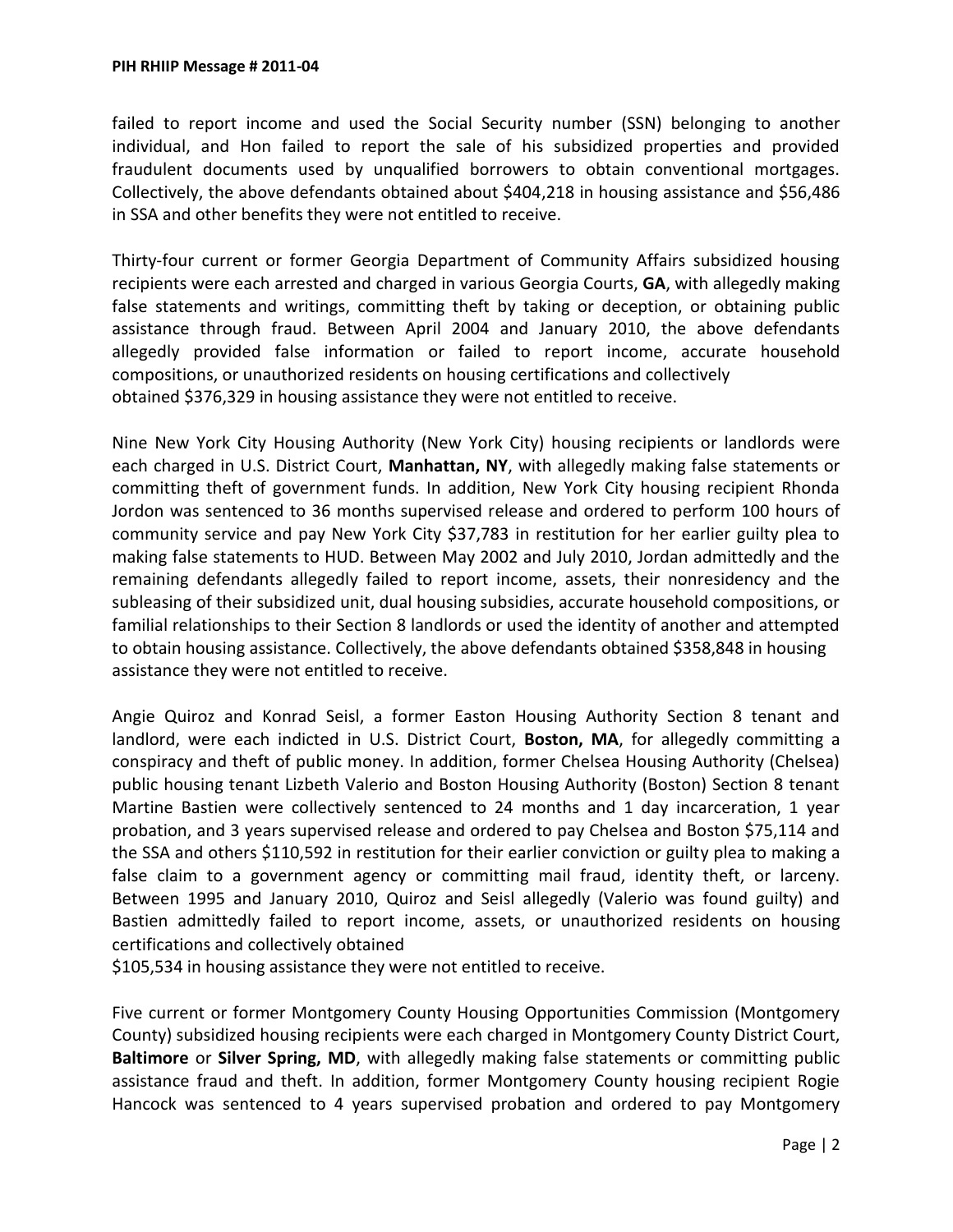failed to report income and used the Social Security number (SSN) belonging to another individual, and Hon failed to report the sale of his subsidized properties and provided fraudulent documents used by unqualified borrowers to obtain conventional mortgages. Collectively, the above defendants obtained about $404,218 in housing assistance and $56,486 in SSA and other benefits they were not entitled to receive.

Thirty-four current or former Georgia Department of Community Affairs subsidized housing recipients were each arrested and charged in various Georgia Courts, **GA**, with allegedly making false statements and writings, committing theft by taking or deception, or obtaining public assistance through fraud. Between April 2004 and January 2010, the above defendants allegedly provided false information or failed to report income, accurate household compositions, or unauthorized residents on housing certifications and collectively obtained $376,329 in housing assistance they were not entitled to receive.

Nine New York City Housing Authority (New York City) housing recipients or landlords were each charged in U.S. District Court, **Manhattan, NY**, with allegedly making false statements or committing theft of government funds. In addition, New York City housing recipient Rhonda Jordon was sentenced to 36 months supervised release and ordered to perform 100 hours of community service and pay New York City $37,783 in restitution for her earlier guilty plea to making false statements to HUD. Between May 2002 and July 2010, Jordan admittedly and the remaining defendants allegedly failed to report income, assets, their nonresidency and the subleasing of their subsidized unit, dual housing subsidies, accurate household compositions, or familial relationships to their Section 8 landlords or used the identity of another and attempted to obtain housing assistance. Collectively, the above defendants obtained $358,848 in housing assistance they were not entitled to receive.

Angie Quiroz and Konrad Seisl, a former Easton Housing Authority Section 8 tenant and landlord, were each indicted in U.S. District Court, **Boston, MA**, for allegedly committing a conspiracy and theft of public money. In addition, former Chelsea Housing Authority (Chelsea) public housing tenant Lizbeth Valerio and Boston Housing Authority (Boston) Section 8 tenant Martine Bastien were collectively sentenced to 24 months and 1 day incarceration, 1 year probation, and 3 years supervised release and ordered to pay Chelsea and Boston $75,114 and the SSA and others $110,592 in restitution for their earlier conviction or guilty plea to making a false claim to a government agency or committing mail fraud, identity theft, or larceny. Between 1995 and January 2010, Quiroz and Seisl allegedly (Valerio was found guilty) and Bastien admittedly failed to report income, assets, or unauthorized residents on housing certifications and collectively obtained $105,534 in housing assistance they were not entitled to receive.

Five current or former Montgomery County Housing Opportunities Commission (Montgomery County) subsidized housing recipients were each charged in Montgomery County District Court, **Baltimore** or **Silver Spring, MD**, with allegedly making false statements or committing public assistance fraud and theft. In addition, former Montgomery County housing recipient Rogie Hancock was sentenced to 4 years supervised probation and ordered to pay Montgomery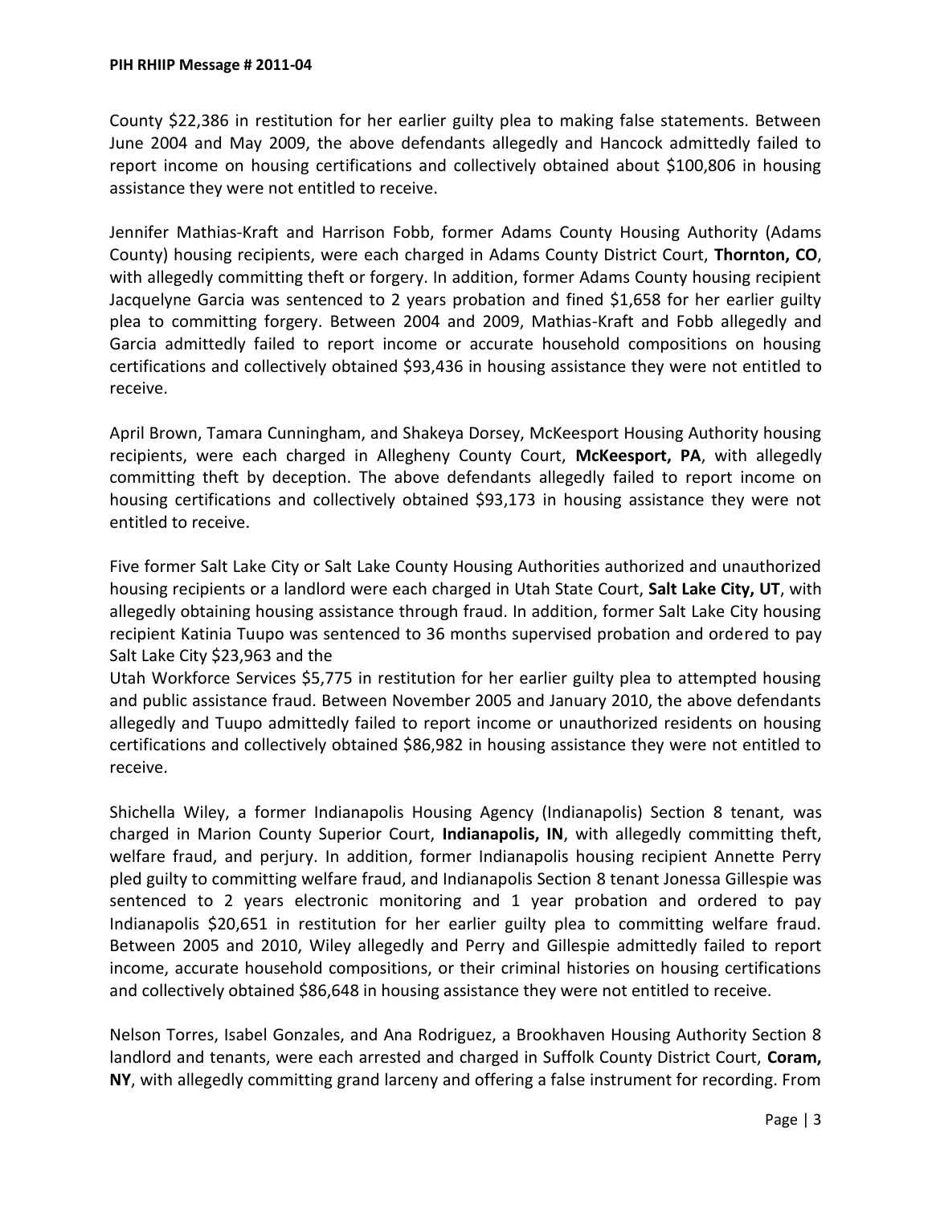County $22,386 in restitution for her earlier guilty plea to making false statements. Between June 2004 and May 2009, the above defendants allegedly and Hancock admittedly failed to report income on housing certifications and collectively obtained about $100,806 in housing assistance they were not entitled to receive.

Jennifer Mathias-Kraft and Harrison Fobb, former Adams County Housing Authority (Adams County) housing recipients, were each charged in Adams County District Court, **Thornton, CO**, with allegedly committing theft or forgery. In addition, former Adams County housing recipient Jacquelyne Garcia was sentenced to 2 years probation and fined $1,658 for her earlier guilty plea to committing forgery. Between 2004 and 2009, Mathias-Kraft and Fobb allegedly and Garcia admittedly failed to report income or accurate household compositions on housing certifications and collectively obtained $93,436 in housing assistance they were not entitled to receive.

April Brown, Tamara Cunningham, and Shakeya Dorsey, McKeesport Housing Authority housing recipients, were each charged in Allegheny County Court, **McKeesport, PA**, with allegedly committing theft by deception. The above defendants allegedly failed to report income on housing certifications and collectively obtained $93,173 in housing assistance they were not entitled to receive.

Five former Salt Lake City or Salt Lake County Housing Authorities authorized and unauthorized housing recipients or a landlord were each charged in Utah State Court, **Salt Lake City, UT**, with allegedly obtaining housing assistance through fraud. In addition, former Salt Lake City housing recipient Katinia Tuupo was sentenced to 36 months supervised probation and ordered to pay Salt Lake City $23,963 and the Utah Workforce Services $5,775 in restitution for her earlier guilty plea to attempted housing and public assistance fraud. Between November 2005 and January 2010, the above defendants allegedly and Tuupo admittedly failed to report income or unauthorized residents on housing certifications and collectively obtained $86,982 in housing assistance they were not entitled to receive.

Shichella Wiley, a former Indianapolis Housing Agency (Indianapolis) Section 8 tenant, was charged in Marion County Superior Court, **Indianapolis, IN**, with allegedly committing theft, welfare fraud, and perjury. In addition, former Indianapolis housing recipient Annette Perry pled guilty to committing welfare fraud, and Indianapolis Section 8 tenant Jonessa Gillespie was sentenced to 2 years electronic monitoring and 1 year probation and ordered to pay Indianapolis $20,651 in restitution for her earlier guilty plea to committing welfare fraud. Between 2005 and 2010, Wiley allegedly and Perry and Gillespie admittedly failed to report income, accurate household compositions, or their criminal histories on housing certifications and collectively obtained $86,648 in housing assistance they were not entitled to receive.

Nelson Torres, Isabel Gonzales, and Ana Rodriguez, a Brookhaven Housing Authority Section 8 landlord and tenants, were each arrested and charged in Suffolk County District Court, **Coram, NY**, with allegedly committing grand larceny and offering a false instrument for recording. From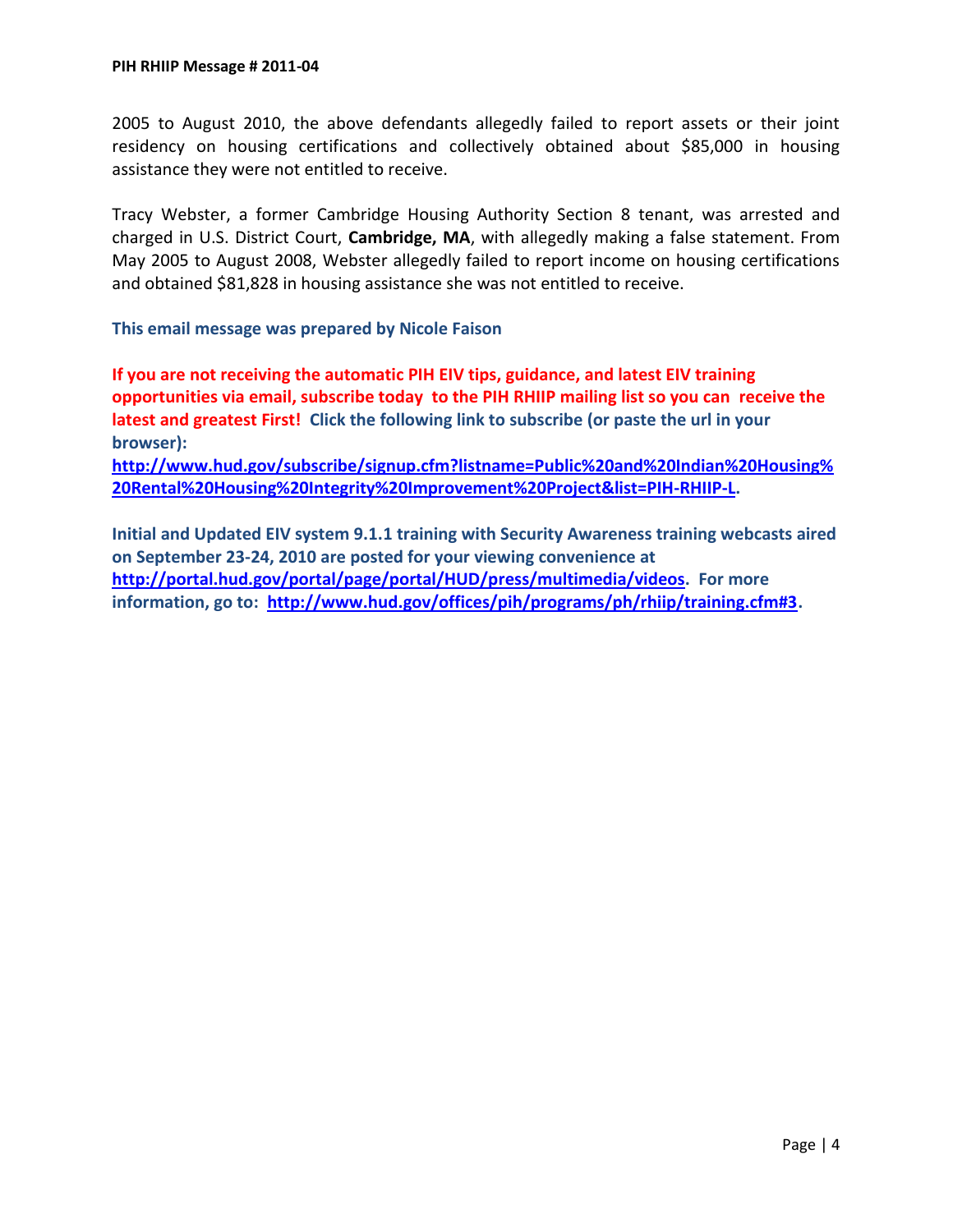2005 to August 2010, the above defendants allegedly failed to report assets or their joint residency on housing certifications and collectively obtained about $85,000 in housing assistance they were not entitled to receive.

Tracy Webster, a former Cambridge Housing Authority Section 8 tenant, was arrested and charged in U.S. District Court, **Cambridge, MA**, with allegedly making a false statement. From May 2005 to August 2008, Webster allegedly failed to report income on housing certifications and obtained $81,828 in housing assistance she was not entitled to receive.

**This email message was prepared by Nicole Faison**

**If you are not receiving the automatic PIH EIV tips, guidance, and latest EIV training opportunities via email, subscribe today to the PIH RHIIP mailing list so you can receive the latest and greatest First! Click the following link to subscribe (or paste the url in your browser): [http://www.hud.gov/subscribe/signup.cfm?listname=Public%20and%20Indian%20Housing%20Rental%20Housing%20Integrity%20Improvement%20Project&list=PIH-RHIIP-L](http://www.hud.gov/subscribe/signup.cfm?listname=Public%20and%20Indian%20Housing%20Rental%20Housing%20Integrity%20Improvement%20Project&list=PIH-RHIIP-L).**

**Initial and Updated EIV system 9.1.1 training with Security Awareness training webcasts aired on September 23-24, 2010 are posted for your viewing convenience at [http://portal.hud.gov/portal/page/portal/HUD/press/multimedia/videos](http://portal.hud.gov/portal/page/portal/HUD/press/multimedia/videos). For more information, go to: [http://www.hud.gov/offices/pih/programs/ph/rhiip/training.cfm#3](http://www.hud.gov/offices/pih/programs/ph/rhiip/training.cfm#3).**